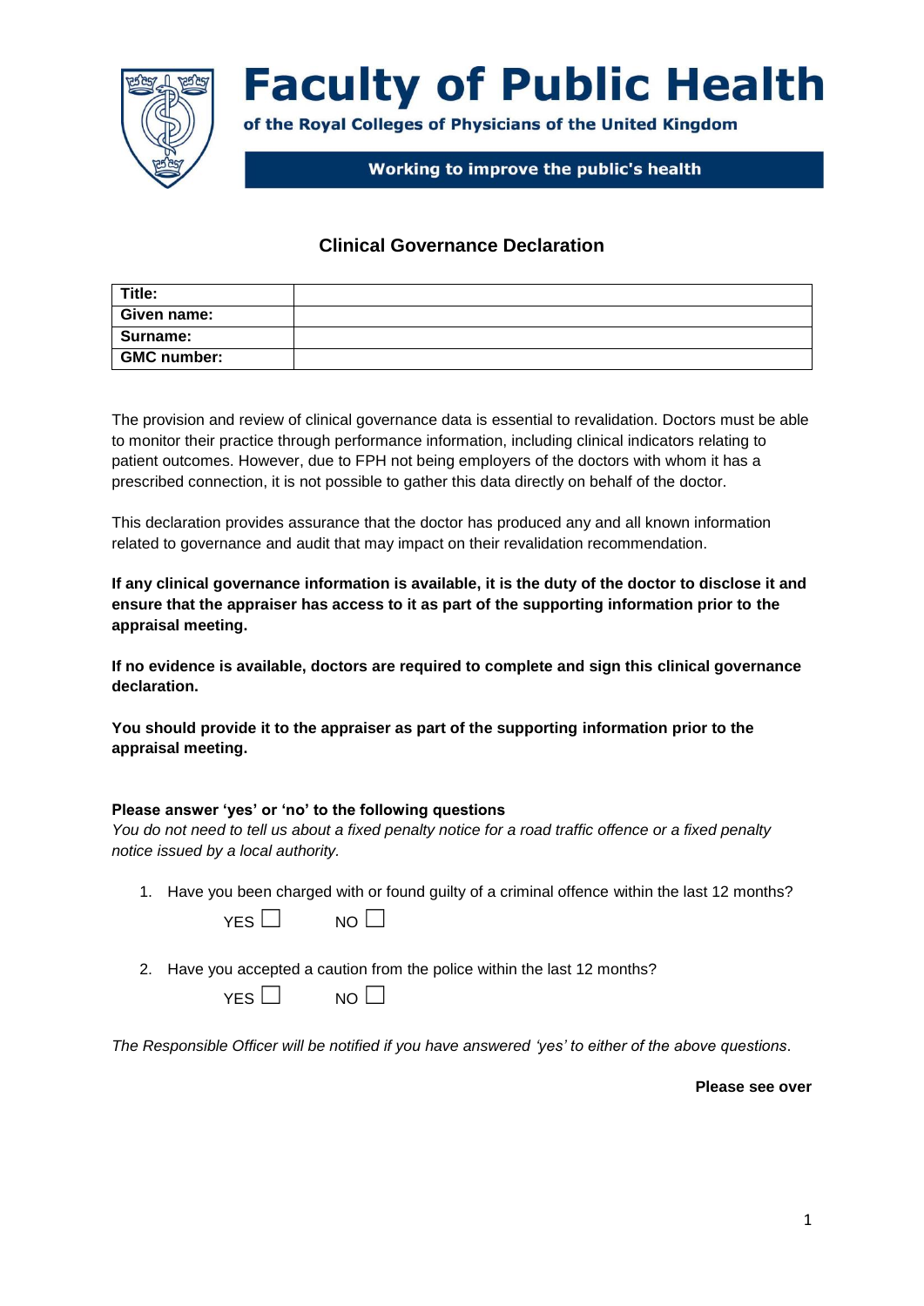# Faculty of Public Health

**of the Royal Colleges of Physicians of the United Kingdom**

**Working to improve the public's health**

## Clinical Governance Declaration

| **Title:** | |
|---|---|
| **Given name:** | |
| **Surname:** | |
| **GMC number:** | |

The provision and review of clinical governance data is essential to revalidation. Doctors must be able to monitor their practice through performance information, including clinical indicators relating to patient outcomes. However, due to FPH not being employers of the doctors with whom it has a prescribed connection, it is not possible to gather this data directly on behalf of the doctor.

This declaration provides assurance that the doctor has produced any and all known information related to governance and audit that may impact on their revalidation recommendation.

**If any clinical governance information is available, it is the duty of the doctor to disclose it and ensure that the appraiser has access to it as part of the supporting information prior to the appraisal meeting.**

**If no evidence is available, doctors are required to complete and sign this clinical governance declaration.**

**You should provide it to the appraiser as part of the supporting information prior to the appraisal meeting.**

**Please answer 'yes' or 'no' to the following questions**
*You do not need to tell us about a fixed penalty notice for a road traffic offence or a fixed penalty notice issued by a local authority.*

1. Have you been charged with or found guilty of a criminal offence within the last 12 months?

   YES ☐ NO ☐

2. Have you accepted a caution from the police within the last 12 months?

   YES ☐ NO ☐

*The Responsible Officer will be notified if you have answered 'yes' to either of the above questions.*

**Please see over**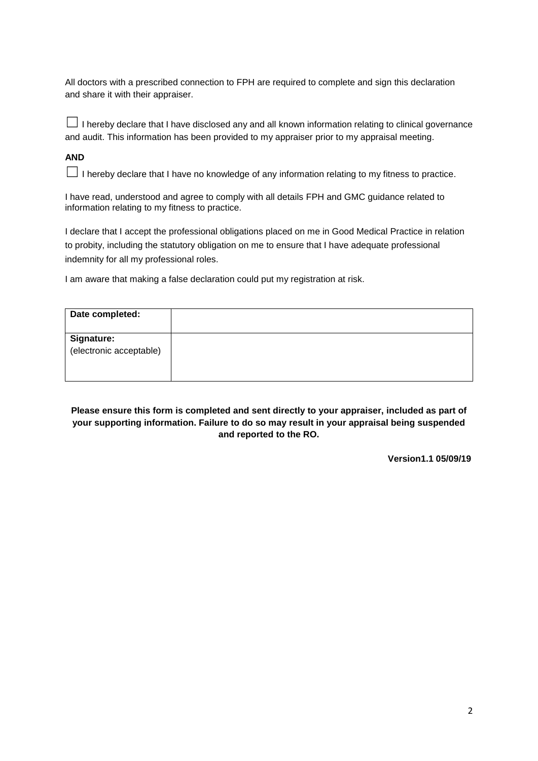All doctors with a prescribed connection to FPH are required to complete and sign this declaration and share it with their appraiser.

☐ I hereby declare that I have disclosed any and all known information relating to clinical governance and audit. This information has been provided to my appraiser prior to my appraisal meeting.

**AND**

☐ I hereby declare that I have no knowledge of any information relating to my fitness to practice.

I have read, understood and agree to comply with all details FPH and GMC guidance related to information relating to my fitness to practice.

I declare that I accept the professional obligations placed on me in Good Medical Practice in relation to probity, including the statutory obligation on me to ensure that I have adequate professional indemnity for all my professional roles.

I am aware that making a false declaration could put my registration at risk.

| | |
|---|---|
| **Date completed:** | |
| **Signature:** (electronic acceptable) | |

**Please ensure this form is completed and sent directly to your appraiser, included as part of your supporting information. Failure to do so may result in your appraisal being suspended and reported to the RO.**

**Version1.1 05/09/19**